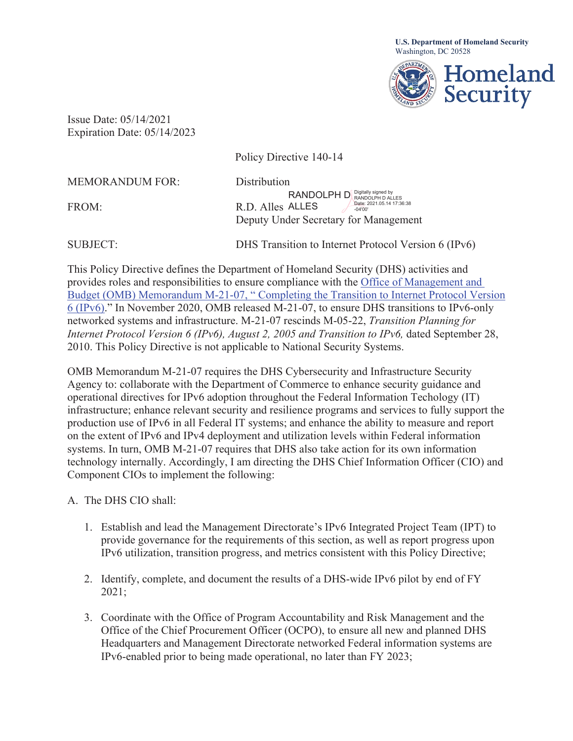U.S. Department of Homeland Security
Washington, DC 20528

Homeland Security

Issue Date: 05/14/2021
Expiration Date: 05/14/2023

Policy Directive 140-14

MEMORANDUM FOR: Distribution

FROM: R.D. Alles
Deputy Under Secretary for Management

RANDOLPH D ALLES
Digitally signed by RANDOLPH D ALLES
Date: 2021.05.14 17:36:38 -04'00'

SUBJECT: DHS Transition to Internet Protocol Version 6 (IPv6)

This Policy Directive defines the Department of Homeland Security (DHS) activities and provides roles and responsibilities to ensure compliance with the Office of Management and Budget (OMB) Memorandum M-21-07, " Completing the Transition to Internet Protocol Version 6 (IPv6)." In November 2020, OMB released M-21-07, to ensure DHS transitions to IPv6-only networked systems and infrastructure. M-21-07 rescinds M-05-22, *Transition Planning for Internet Protocol Version 6 (IPv6), August 2, 2005 and Transition to IPv6,* dated September 28, 2010. This Policy Directive is not applicable to National Security Systems.

OMB Memorandum M-21-07 requires the DHS Cybersecurity and Infrastructure Security Agency to: collaborate with the Department of Commerce to enhance security guidance and operational directives for IPv6 adoption throughout the Federal Information Techology (IT) infrastructure; enhance relevant security and resilience programs and services to fully support the production use of IPv6 in all Federal IT systems; and enhance the ability to measure and report on the extent of IPv6 and IPv4 deployment and utilization levels within Federal information systems. In turn, OMB M-21-07 requires that DHS also take action for its own information technology internally. Accordingly, I am directing the DHS Chief Information Officer (CIO) and Component CIOs to implement the following:

A. The DHS CIO shall:

1. Establish and lead the Management Directorate's IPv6 Integrated Project Team (IPT) to provide governance for the requirements of this section, as well as report progress upon IPv6 utilization, transition progress, and metrics consistent with this Policy Directive;

2. Identify, complete, and document the results of a DHS-wide IPv6 pilot by end of FY 2021;

3. Coordinate with the Office of Program Accountability and Risk Management and the Office of the Chief Procurement Officer (OCPO), to ensure all new and planned DHS Headquarters and Management Directorate networked Federal information systems are IPv6-enabled prior to being made operational, no later than FY 2023;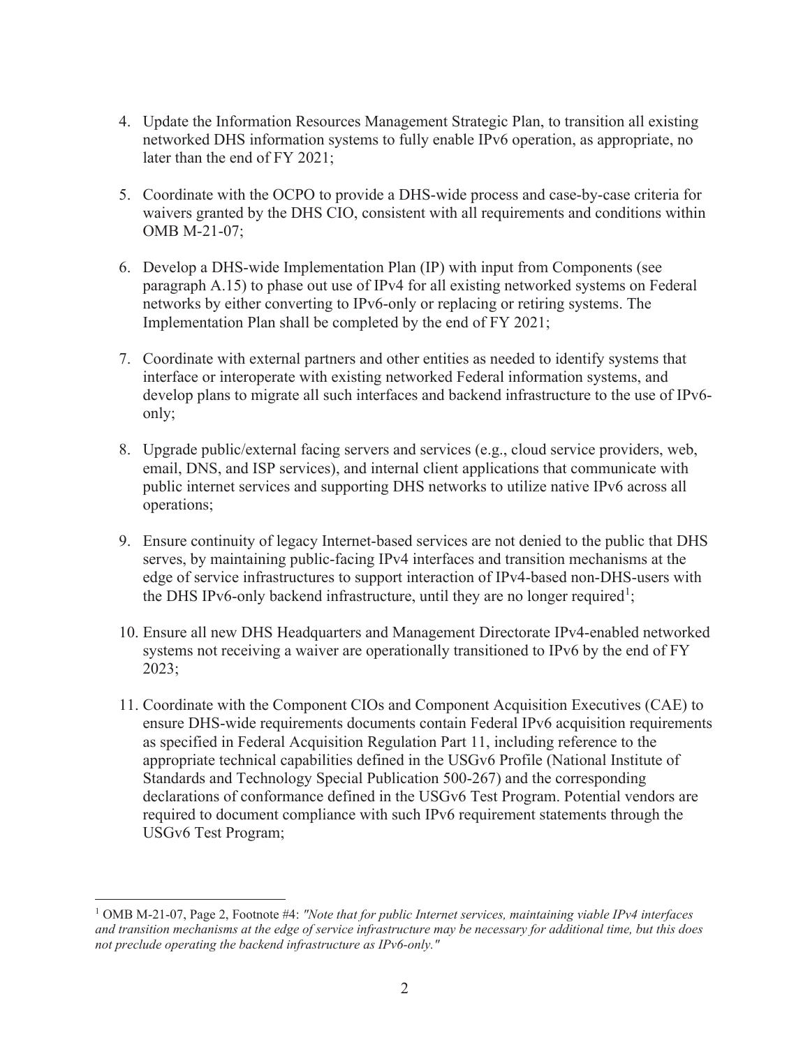4. Update the Information Resources Management Strategic Plan, to transition all existing networked DHS information systems to fully enable IPv6 operation, as appropriate, no later than the end of FY 2021;

5. Coordinate with the OCPO to provide a DHS-wide process and case-by-case criteria for waivers granted by the DHS CIO, consistent with all requirements and conditions within OMB M-21-07;

6. Develop a DHS-wide Implementation Plan (IP) with input from Components (see paragraph A.15) to phase out use of IPv4 for all existing networked systems on Federal networks by either converting to IPv6-only or replacing or retiring systems. The Implementation Plan shall be completed by the end of FY 2021;

7. Coordinate with external partners and other entities as needed to identify systems that interface or interoperate with existing networked Federal information systems, and develop plans to migrate all such interfaces and backend infrastructure to the use of IPv6-only;

8. Upgrade public/external facing servers and services (e.g., cloud service providers, web, email, DNS, and ISP services), and internal client applications that communicate with public internet services and supporting DHS networks to utilize native IPv6 across all operations;

9. Ensure continuity of legacy Internet-based services are not denied to the public that DHS serves, by maintaining public-facing IPv4 interfaces and transition mechanisms at the edge of service infrastructures to support interaction of IPv4-based non-DHS-users with the DHS IPv6-only backend infrastructure, until they are no longer required[1];

10. Ensure all new DHS Headquarters and Management Directorate IPv4-enabled networked systems not receiving a waiver are operationally transitioned to IPv6 by the end of FY 2023;

11. Coordinate with the Component CIOs and Component Acquisition Executives (CAE) to ensure DHS-wide requirements documents contain Federal IPv6 acquisition requirements as specified in Federal Acquisition Regulation Part 11, including reference to the appropriate technical capabilities defined in the USGv6 Profile (National Institute of Standards and Technology Special Publication 500-267) and the corresponding declarations of conformance defined in the USGv6 Test Program. Potential vendors are required to document compliance with such IPv6 requirement statements through the USGv6 Test Program;

---

[1] OMB M-21-07, Page 2, Footnote #4: *"Note that for public Internet services, maintaining viable IPv4 interfaces and transition mechanisms at the edge of service infrastructure may be necessary for additional time, but this does not preclude operating the backend infrastructure as IPv6-only."*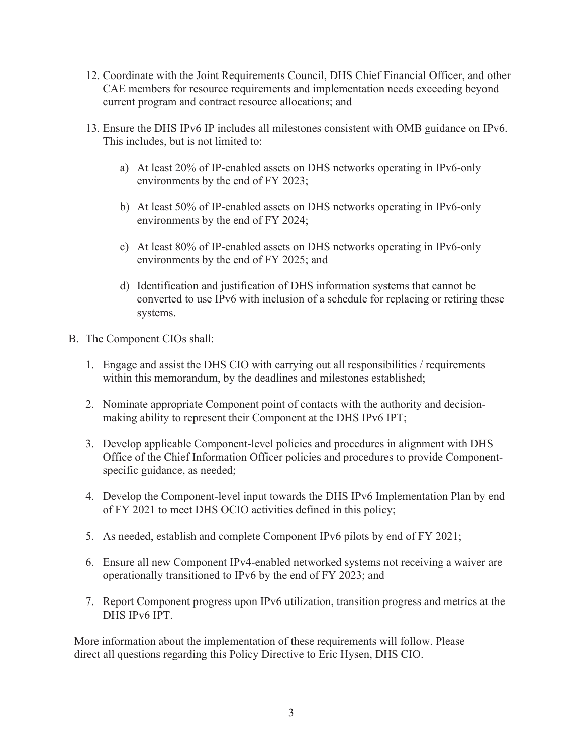12. Coordinate with the Joint Requirements Council, DHS Chief Financial Officer, and other CAE members for resource requirements and implementation needs exceeding beyond current program and contract resource allocations; and

13. Ensure the DHS IPv6 IP includes all milestones consistent with OMB guidance on IPv6. This includes, but is not limited to:

    a) At least 20% of IP-enabled assets on DHS networks operating in IPv6-only environments by the end of FY 2023;

    b) At least 50% of IP-enabled assets on DHS networks operating in IPv6-only environments by the end of FY 2024;

    c) At least 80% of IP-enabled assets on DHS networks operating in IPv6-only environments by the end of FY 2025; and

    d) Identification and justification of DHS information systems that cannot be converted to use IPv6 with inclusion of a schedule for replacing or retiring these systems.

B. The Component CIOs shall:

1. Engage and assist the DHS CIO with carrying out all responsibilities / requirements within this memorandum, by the deadlines and milestones established;

2. Nominate appropriate Component point of contacts with the authority and decision-making ability to represent their Component at the DHS IPv6 IPT;

3. Develop applicable Component-level policies and procedures in alignment with DHS Office of the Chief Information Officer policies and procedures to provide Component-specific guidance, as needed;

4. Develop the Component-level input towards the DHS IPv6 Implementation Plan by end of FY 2021 to meet DHS OCIO activities defined in this policy;

5. As needed, establish and complete Component IPv6 pilots by end of FY 2021;

6. Ensure all new Component IPv4-enabled networked systems not receiving a waiver are operationally transitioned to IPv6 by the end of FY 2023; and

7. Report Component progress upon IPv6 utilization, transition progress and metrics at the DHS IPv6 IPT.

More information about the implementation of these requirements will follow. Please direct all questions regarding this Policy Directive to Eric Hysen, DHS CIO.